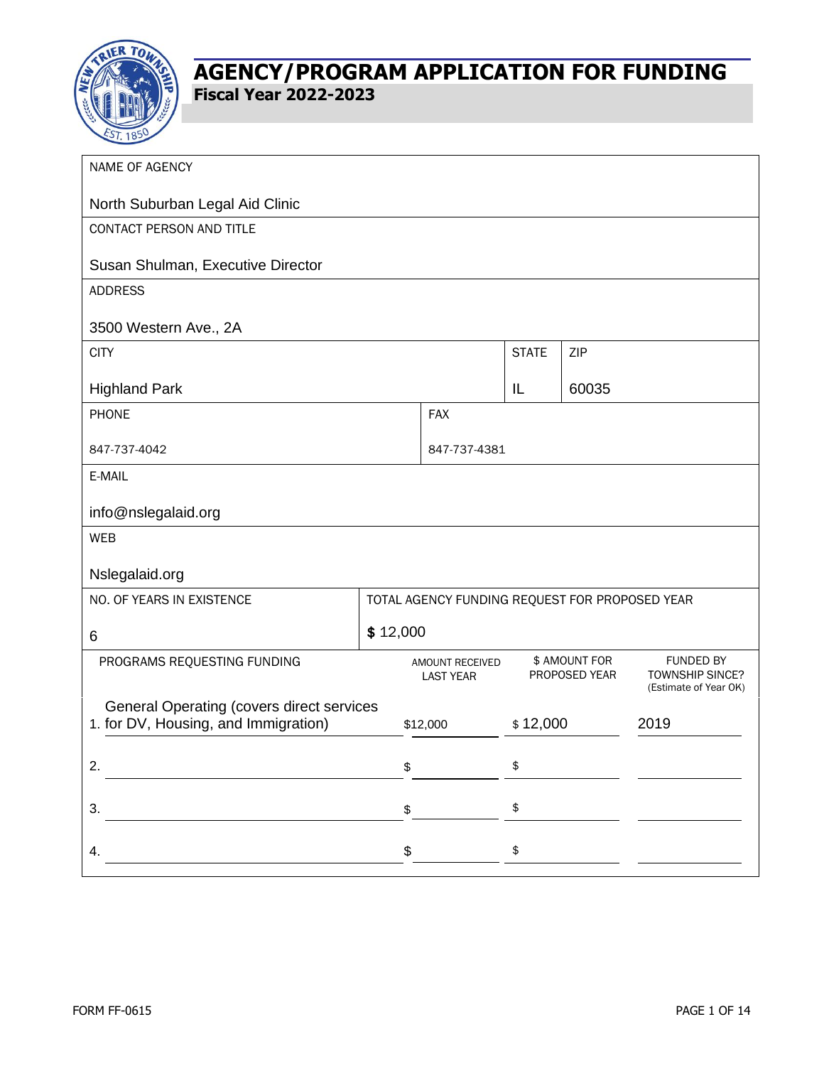# AGENCY/PROGRAM APPLICATION FOR FUNDING

## Fiscal Year 2022-2023

| NAME OF AGENCY | | | |
|---|---|---|---|
| North Suburban Legal Aid Clinic | | | |
| **CONTACT PERSON AND TITLE** | | | |
| Susan Shulman, Executive Director | | | |
| **ADDRESS** | | | |
| 3500 Western Ave., 2A | | | |
| **CITY** | | **STATE** | **ZIP** |
| Highland Park | | IL | 60035 |
| **PHONE** | **FAX** | | |
| 847-737-4042 | 847-737-4381 | | |
| **E-MAIL** | | | |
| info@nslegalaid.org | | | |
| **WEB** | | | |
| Nslegalaid.org | | | |
| **NO. OF YEARS IN EXISTENCE** | **TOTAL AGENCY FUNDING REQUEST FOR PROPOSED YEAR** | | |
| 6 | $ 12,000 | | |

| PROGRAMS REQUESTING FUNDING | AMOUNT RECEIVED LAST YEAR | $ AMOUNT FOR PROPOSED YEAR | FUNDED BY TOWNSHIP SINCE? (Estimate of Year OK) |
|---|---|---|---|
| 1. General Operating (covers direct services for DV, Housing, and Immigration) | $12,000 | $ 12,000 | 2019 |
| 2. | $ | $ | |
| 3. | $ | $ | |
| 4. | $ | $ | |

FORM FF-0615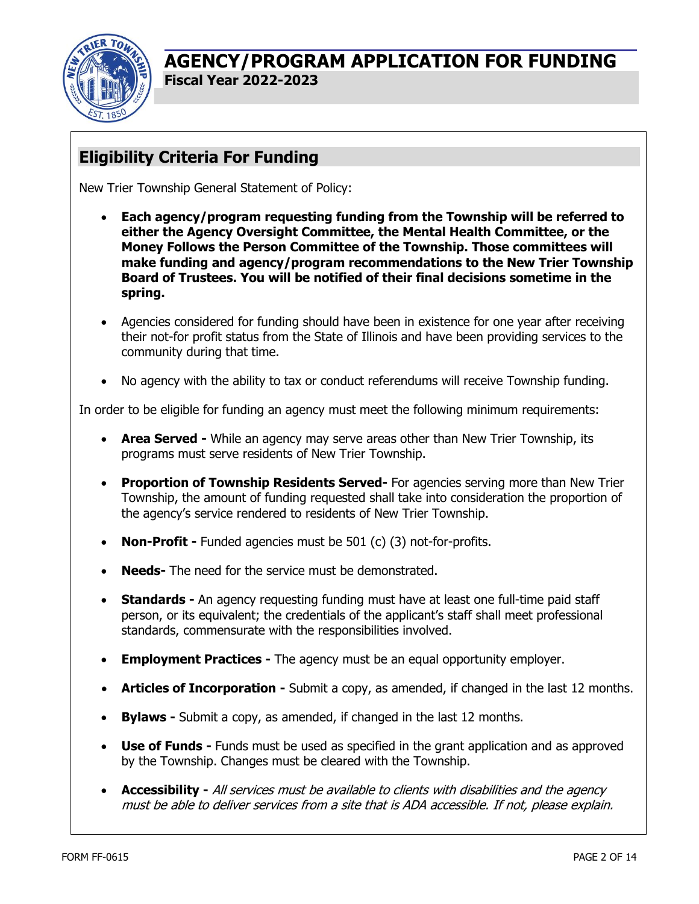# AGENCY/PROGRAM APPLICATION FOR FUNDING

**Fiscal Year 2022-2023**

## Eligibility Criteria For Funding

New Trier Township General Statement of Policy:

- **Each agency/program requesting funding from the Township will be referred to either the Agency Oversight Committee, the Mental Health Committee, or the Money Follows the Person Committee of the Township. Those committees will make funding and agency/program recommendations to the New Trier Township Board of Trustees. You will be notified of their final decisions sometime in the spring.**
- Agencies considered for funding should have been in existence for one year after receiving their not-for profit status from the State of Illinois and have been providing services to the community during that time.
- No agency with the ability to tax or conduct referendums will receive Township funding.

In order to be eligible for funding an agency must meet the following minimum requirements:

- **Area Served -** While an agency may serve areas other than New Trier Township, its programs must serve residents of New Trier Township.
- **Proportion of Township Residents Served-** For agencies serving more than New Trier Township, the amount of funding requested shall take into consideration the proportion of the agency's service rendered to residents of New Trier Township.
- **Non-Profit -** Funded agencies must be 501 (c) (3) not-for-profits.
- **Needs-** The need for the service must be demonstrated.
- **Standards -** An agency requesting funding must have at least one full-time paid staff person, or its equivalent; the credentials of the applicant's staff shall meet professional standards, commensurate with the responsibilities involved.
- **Employment Practices -** The agency must be an equal opportunity employer.
- **Articles of Incorporation -** Submit a copy, as amended, if changed in the last 12 months.
- **Bylaws -** Submit a copy, as amended, if changed in the last 12 months.
- **Use of Funds -** Funds must be used as specified in the grant application and as approved by the Township. Changes must be cleared with the Township.
- **Accessibility -** *All services must be available to clients with disabilities and the agency must be able to deliver services from a site that is ADA accessible. If not, please explain.*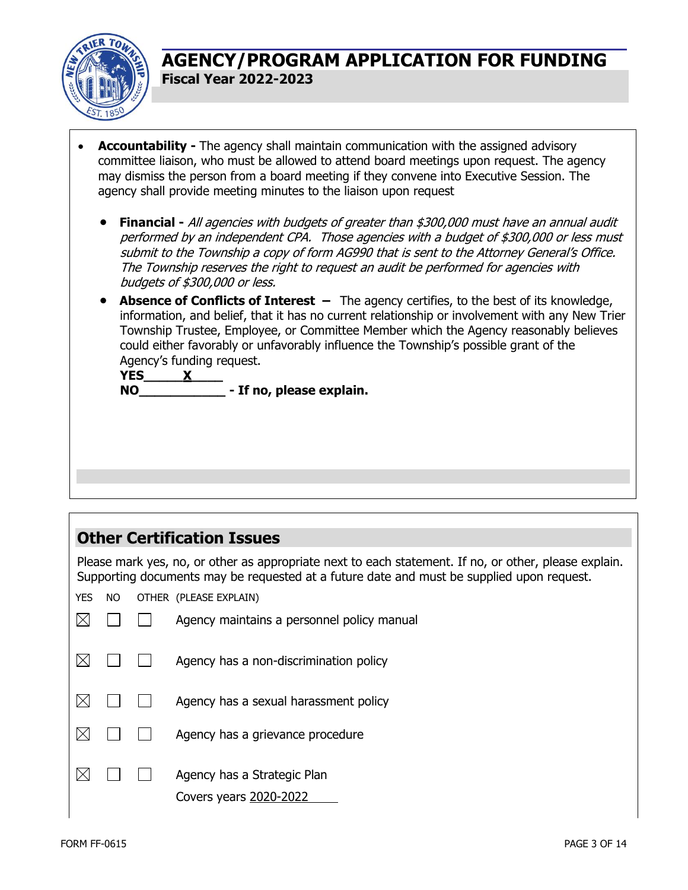# AGENCY/PROGRAM APPLICATION FOR FUNDING

**Fiscal Year 2022-2023**

- **Accountability -** The agency shall maintain communication with the assigned advisory committee liaison, who must be allowed to attend board meetings upon request. The agency may dismiss the person from a board meeting if they convene into Executive Session. The agency shall provide meeting minutes to the liaison upon request

  - **Financial -** *All agencies with budgets of greater than $300,000 must have an annual audit performed by an independent CPA. Those agencies with a budget of $300,000 or less must submit to the Township a copy of form AG990 that is sent to the Attorney General's Office. The Township reserves the right to request an audit be performed for agencies with budgets of $300,000 or less.*
  - **Absence of Conflicts of Interest –** The agency certifies, to the best of its knowledge, information, and belief, that it has no current relationship or involvement with any New Trier Township Trustee, Employee, or Committee Member which the Agency reasonably believes could either favorably or unfavorably influence the Township's possible grant of the Agency's funding request.

    **YES** \_\_\_\_X\_\_\_\_

    **NO** \_\_\_\_\_\_\_\_\_\_\_\_ **- If no, please explain.**

## Other Certification Issues

Please mark yes, no, or other as appropriate next to each statement. If no, or other, please explain. Supporting documents may be requested at a future date and must be supplied upon request.

| YES | NO | OTHER | (PLEASE EXPLAIN) |
|---|---|---|---|
| ☒ | ☐ | ☐ | Agency maintains a personnel policy manual |
| ☒ | ☐ | ☐ | Agency has a non-discrimination policy |
| ☒ | ☐ | ☐ | Agency has a sexual harassment policy |
| ☒ | ☐ | ☐ | Agency has a grievance procedure |
| ☒ | ☐ | ☐ | Agency has a Strategic Plan<br>Covers years 2020-2022 |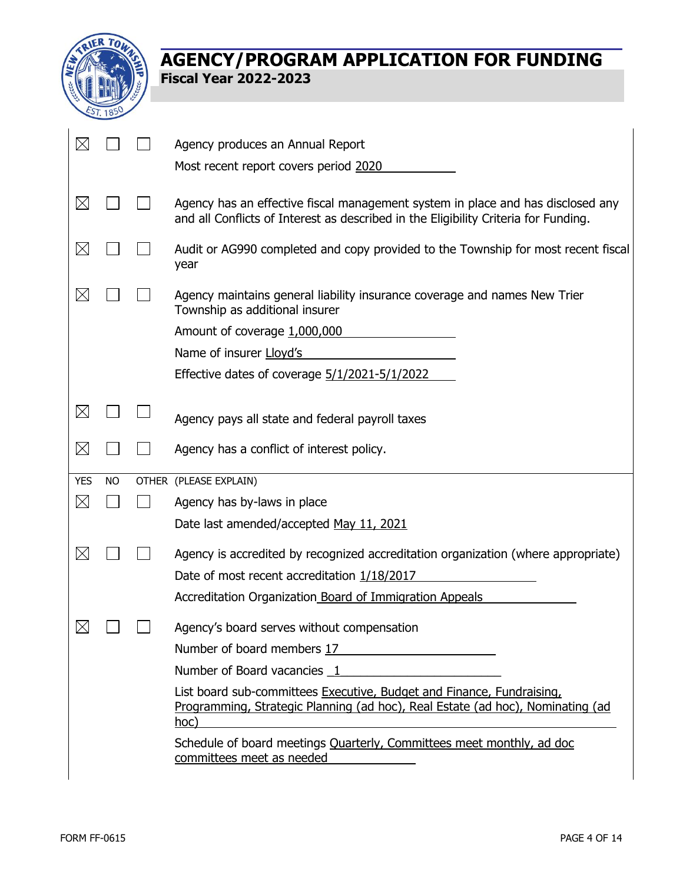# AGENCY/PROGRAM APPLICATION FOR FUNDING

**Fiscal Year 2022-2023**

| YES | NO | OTHER | (PLEASE EXPLAIN) |
|---|---|---|---|
| ☒ | ☐ | ☐ | Agency produces an Annual Report<br>Most recent report covers period 2020 |
| ☒ | ☐ | ☐ | Agency has an effective fiscal management system in place and has disclosed any and all Conflicts of Interest as described in the Eligibility Criteria for Funding. |
| ☒ | ☐ | ☐ | Audit or AG990 completed and copy provided to the Township for most recent fiscal year |
| ☒ | ☐ | ☐ | Agency maintains general liability insurance coverage and names New Trier Township as additional insurer<br>Amount of coverage 1,000,000<br>Name of insurer Lloyd's<br>Effective dates of coverage 5/1/2021-5/1/2022 |
| ☒ | ☐ | ☐ | Agency pays all state and federal payroll taxes |
| ☒ | ☐ | ☐ | Agency has a conflict of interest policy. |
| ☒ | ☐ | ☐ | Agency has by-laws in place<br>Date last amended/accepted May 11, 2021 |
| ☒ | ☐ | ☐ | Agency is accredited by recognized accreditation organization (where appropriate)<br>Date of most recent accreditation 1/18/2017<br>Accreditation Organization Board of Immigration Appeals |
| ☒ | ☐ | ☐ | Agency's board serves without compensation<br>Number of board members 17<br>Number of Board vacancies 1<br>List board sub-committees Executive, Budget and Finance, Fundraising, Programming, Strategic Planning (ad hoc), Real Estate (ad hoc), Nominating (ad hoc)<br>Schedule of board meetings Quarterly, Committees meet monthly, ad doc committees meet as needed |

FORM FF-0615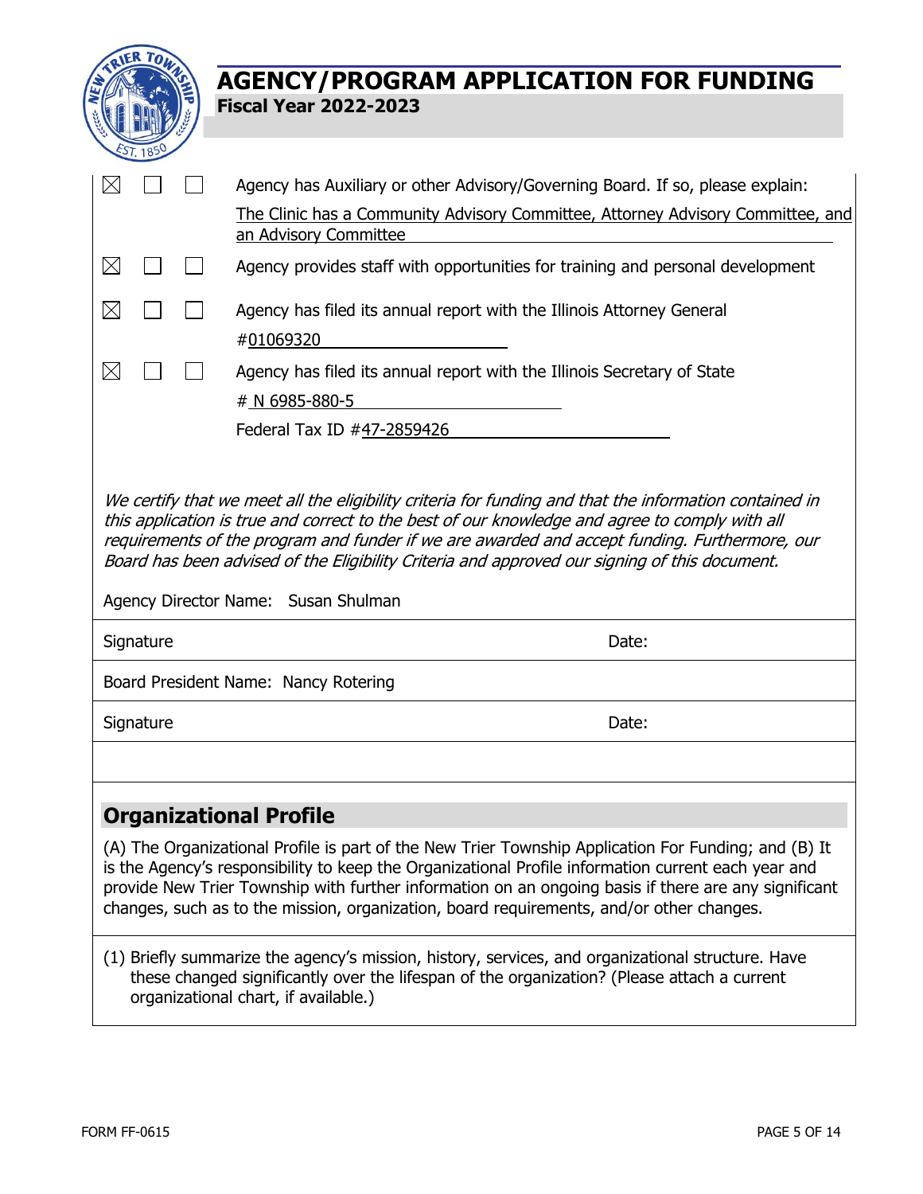# AGENCY/PROGRAM APPLICATION FOR FUNDING

**Fiscal Year 2022-2023**

| | | | |
|---|---|---|---|
| ☒ | ☐ | ☐ | Agency has Auxiliary or other Advisory/Governing Board. If so, please explain: The Clinic has a Community Advisory Committee, Attorney Advisory Committee, and an Advisory Committee |
| ☒ | ☐ | ☐ | Agency provides staff with opportunities for training and personal development |
| ☒ | ☐ | ☐ | Agency has filed its annual report with the Illinois Attorney General #01069320 |
| ☒ | ☐ | ☐ | Agency has filed its annual report with the Illinois Secretary of State # N 6985-880-5 |
| | | | Federal Tax ID #47-2859426 |

*We certify that we meet all the eligibility criteria for funding and that the information contained in this application is true and correct to the best of our knowledge and agree to comply with all requirements of the program and funder if we are awarded and accept funding. Furthermore, our Board has been advised of the Eligibility Criteria and approved our signing of this document.*

Agency Director Name: Susan Shulman

| Signature | Date: |
|---|---|

Board President Name: Nancy Rotering

| Signature | Date: |
|---|---|

## Organizational Profile

(A) The Organizational Profile is part of the New Trier Township Application For Funding; and (B) It is the Agency's responsibility to keep the Organizational Profile information current each year and provide New Trier Township with further information on an ongoing basis if there are any significant changes, such as to the mission, organization, board requirements, and/or other changes.

(1) Briefly summarize the agency's mission, history, services, and organizational structure. Have these changed significantly over the lifespan of the organization? (Please attach a current organizational chart, if available.)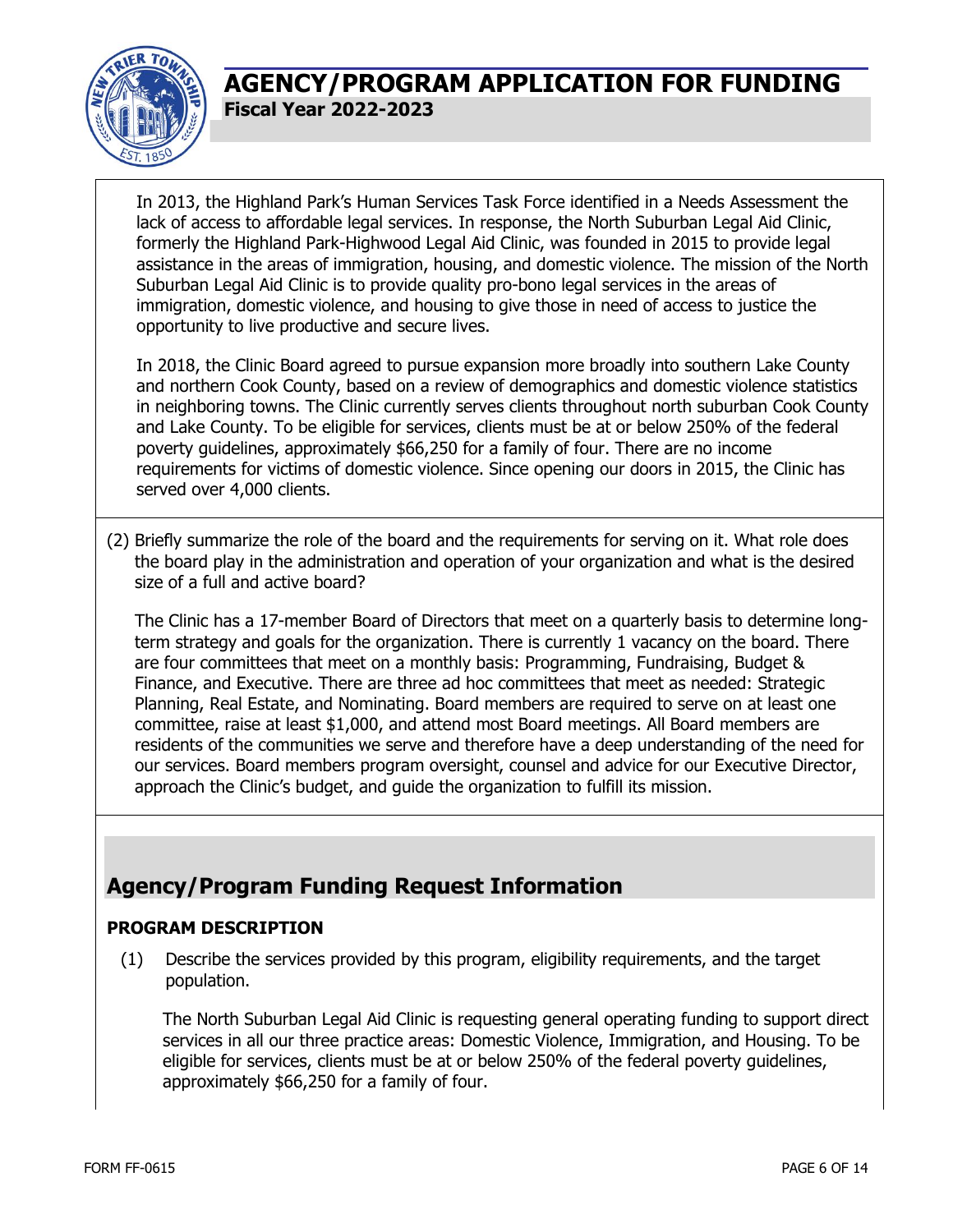In 2013, the Highland Park's Human Services Task Force identified in a Needs Assessment the lack of access to affordable legal services. In response, the North Suburban Legal Aid Clinic, formerly the Highland Park-Highwood Legal Aid Clinic, was founded in 2015 to provide legal assistance in the areas of immigration, housing, and domestic violence. The mission of the North Suburban Legal Aid Clinic is to provide quality pro-bono legal services in the areas of immigration, domestic violence, and housing to give those in need of access to justice the opportunity to live productive and secure lives.

In 2018, the Clinic Board agreed to pursue expansion more broadly into southern Lake County and northern Cook County, based on a review of demographics and domestic violence statistics in neighboring towns. The Clinic currently serves clients throughout north suburban Cook County and Lake County. To be eligible for services, clients must be at or below 250% of the federal poverty guidelines, approximately $66,250 for a family of four. There are no income requirements for victims of domestic violence. Since opening our doors in 2015, the Clinic has served over 4,000 clients.

(2) Briefly summarize the role of the board and the requirements for serving on it. What role does the board play in the administration and operation of your organization and what is the desired size of a full and active board?

The Clinic has a 17-member Board of Directors that meet on a quarterly basis to determine long-term strategy and goals for the organization. There is currently 1 vacancy on the board. There are four committees that meet on a monthly basis: Programming, Fundraising, Budget & Finance, and Executive. There are three ad hoc committees that meet as needed: Strategic Planning, Real Estate, and Nominating. Board members are required to serve on at least one committee, raise at least $1,000, and attend most Board meetings. All Board members are residents of the communities we serve and therefore have a deep understanding of the need for our services. Board members program oversight, counsel and advice for our Executive Director, approach the Clinic's budget, and guide the organization to fulfill its mission.

## Agency/Program Funding Request Information

### PROGRAM DESCRIPTION

(1) Describe the services provided by this program, eligibility requirements, and the target population.

The North Suburban Legal Aid Clinic is requesting general operating funding to support direct services in all our three practice areas: Domestic Violence, Immigration, and Housing. To be eligible for services, clients must be at or below 250% of the federal poverty guidelines, approximately $66,250 for a family of four.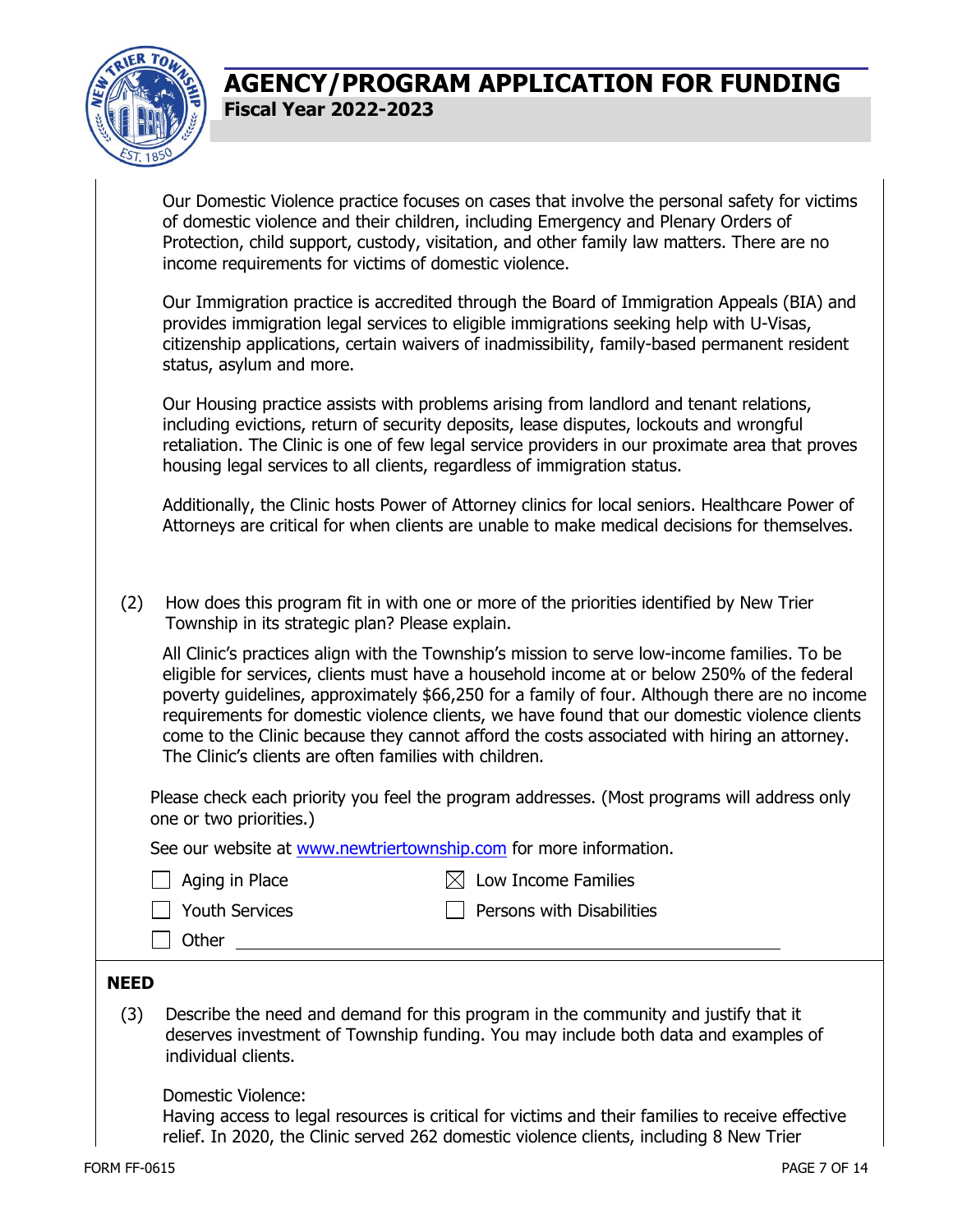Our Domestic Violence practice focuses on cases that involve the personal safety for victims of domestic violence and their children, including Emergency and Plenary Orders of Protection, child support, custody, visitation, and other family law matters. There are no income requirements for victims of domestic violence.

Our Immigration practice is accredited through the Board of Immigration Appeals (BIA) and provides immigration legal services to eligible immigrations seeking help with U-Visas, citizenship applications, certain waivers of inadmissibility, family-based permanent resident status, asylum and more.

Our Housing practice assists with problems arising from landlord and tenant relations, including evictions, return of security deposits, lease disputes, lockouts and wrongful retaliation. The Clinic is one of few legal service providers in our proximate area that proves housing legal services to all clients, regardless of immigration status.

Additionally, the Clinic hosts Power of Attorney clinics for local seniors. Healthcare Power of Attorneys are critical for when clients are unable to make medical decisions for themselves.

(2) How does this program fit in with one or more of the priorities identified by New Trier Township in its strategic plan? Please explain.

All Clinic's practices align with the Township's mission to serve low-income families. To be eligible for services, clients must have a household income at or below 250% of the federal poverty guidelines, approximately $66,250 for a family of four. Although there are no income requirements for domestic violence clients, we have found that our domestic violence clients come to the Clinic because they cannot afford the costs associated with hiring an attorney. The Clinic's clients are often families with children.

Please check each priority you feel the program addresses. (Most programs will address only one or two priorities.)

See our website at [www.newtriertownship.com](http://www.newtriertownship.com) for more information.

- ☐ Aging in Place
- ☒ Low Income Families
- ☐ Youth Services
- ☐ Persons with Disabilities
- ☐ Other ____________________

## NEED

(3) Describe the need and demand for this program in the community and justify that it deserves investment of Township funding. You may include both data and examples of individual clients.

Domestic Violence:
Having access to legal resources is critical for victims and their families to receive effective relief. In 2020, the Clinic served 262 domestic violence clients, including 8 New Trier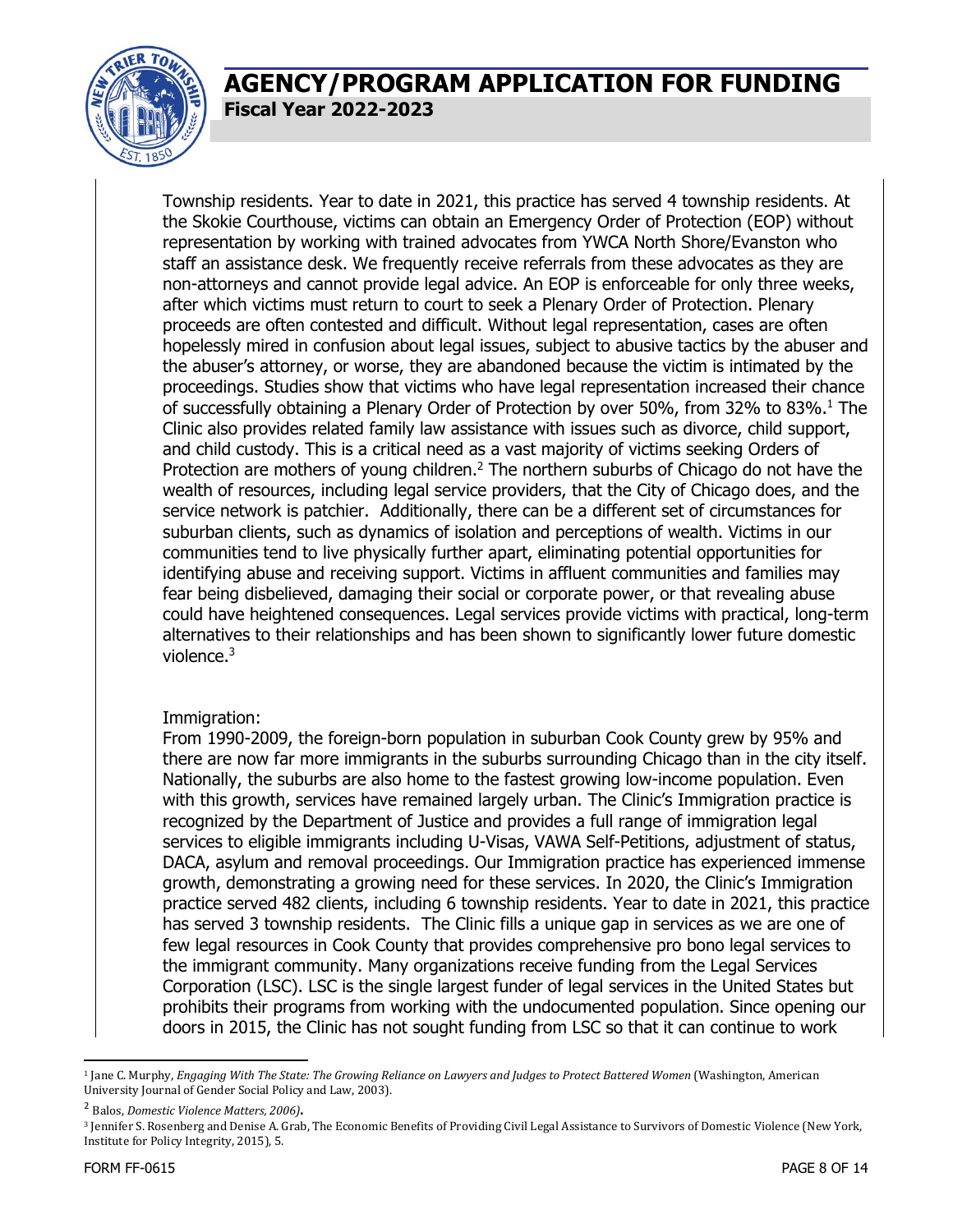Township residents. Year to date in 2021, this practice has served 4 township residents. At the Skokie Courthouse, victims can obtain an Emergency Order of Protection (EOP) without representation by working with trained advocates from YWCA North Shore/Evanston who staff an assistance desk. We frequently receive referrals from these advocates as they are non-attorneys and cannot provide legal advice. An EOP is enforceable for only three weeks, after which victims must return to court to seek a Plenary Order of Protection. Plenary proceeds are often contested and difficult. Without legal representation, cases are often hopelessly mired in confusion about legal issues, subject to abusive tactics by the abuser and the abuser's attorney, or worse, they are abandoned because the victim is intimated by the proceedings. Studies show that victims who have legal representation increased their chance of successfully obtaining a Plenary Order of Protection by over 50%, from 32% to 83%.[1] The Clinic also provides related family law assistance with issues such as divorce, child support, and child custody. This is a critical need as a vast majority of victims seeking Orders of Protection are mothers of young children.[2] The northern suburbs of Chicago do not have the wealth of resources, including legal service providers, that the City of Chicago does, and the service network is patchier. Additionally, there can be a different set of circumstances for suburban clients, such as dynamics of isolation and perceptions of wealth. Victims in our communities tend to live physically further apart, eliminating potential opportunities for identifying abuse and receiving support. Victims in affluent communities and families may fear being disbelieved, damaging their social or corporate power, or that revealing abuse could have heightened consequences. Legal services provide victims with practical, long-term alternatives to their relationships and has been shown to significantly lower future domestic violence.[3]

Immigration:

From 1990-2009, the foreign-born population in suburban Cook County grew by 95% and there are now far more immigrants in the suburbs surrounding Chicago than in the city itself. Nationally, the suburbs are also home to the fastest growing low-income population. Even with this growth, services have remained largely urban. The Clinic's Immigration practice is recognized by the Department of Justice and provides a full range of immigration legal services to eligible immigrants including U-Visas, VAWA Self-Petitions, adjustment of status, DACA, asylum and removal proceedings. Our Immigration practice has experienced immense growth, demonstrating a growing need for these services. In 2020, the Clinic's Immigration practice served 482 clients, including 6 township residents. Year to date in 2021, this practice has served 3 township residents. The Clinic fills a unique gap in services as we are one of few legal resources in Cook County that provides comprehensive pro bono legal services to the immigrant community. Many organizations receive funding from the Legal Services Corporation (LSC). LSC is the single largest funder of legal services in the United States but prohibits their programs from working with the undocumented population. Since opening our doors in 2015, the Clinic has not sought funding from LSC so that it can continue to work

---

[1] Jane C. Murphy, *Engaging With The State: The Growing Reliance on Lawyers and Judges to Protect Battered Women* (Washington, American University Journal of Gender Social Policy and Law, 2003).

[2] Balos, *Domestic Violence Matters, 2006)*.

[3] Jennifer S. Rosenberg and Denise A. Grab, The Economic Benefits of Providing Civil Legal Assistance to Survivors of Domestic Violence (New York, Institute for Policy Integrity, 2015), 5.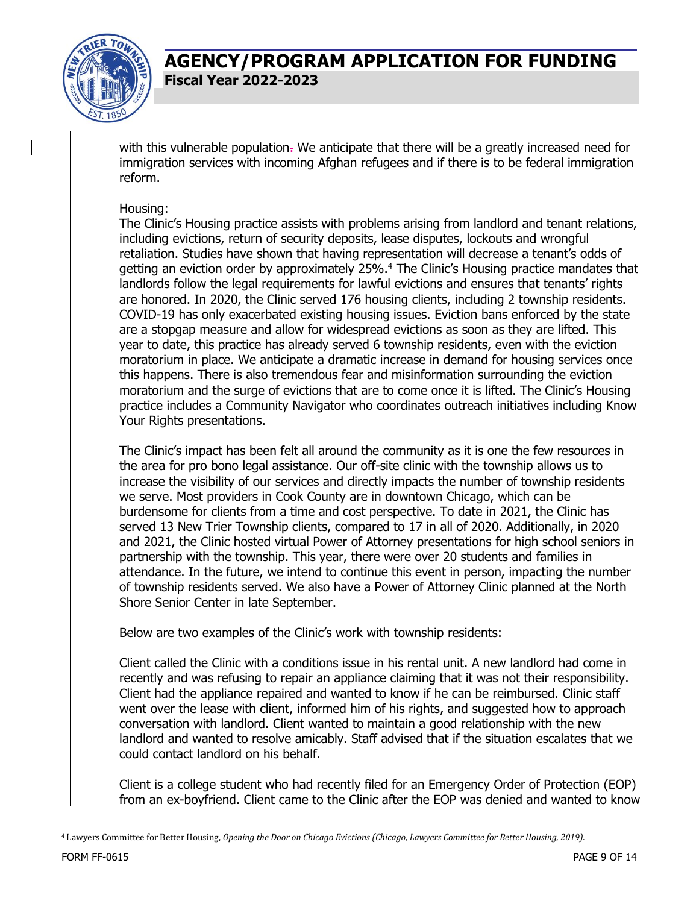with this vulnerable population. We anticipate that there will be a greatly increased need for immigration services with incoming Afghan refugees and if there is to be federal immigration reform.

Housing:
The Clinic's Housing practice assists with problems arising from landlord and tenant relations, including evictions, return of security deposits, lease disputes, lockouts and wrongful retaliation. Studies have shown that having representation will decrease a tenant's odds of getting an eviction order by approximately 25%.[4] The Clinic's Housing practice mandates that landlords follow the legal requirements for lawful evictions and ensures that tenants' rights are honored. In 2020, the Clinic served 176 housing clients, including 2 township residents. COVID-19 has only exacerbated existing housing issues. Eviction bans enforced by the state are a stopgap measure and allow for widespread evictions as soon as they are lifted. This year to date, this practice has already served 6 township residents, even with the eviction moratorium in place. We anticipate a dramatic increase in demand for housing services once this happens. There is also tremendous fear and misinformation surrounding the eviction moratorium and the surge of evictions that are to come once it is lifted. The Clinic's Housing practice includes a Community Navigator who coordinates outreach initiatives including Know Your Rights presentations.

The Clinic's impact has been felt all around the community as it is one the few resources in the area for pro bono legal assistance. Our off-site clinic with the township allows us to increase the visibility of our services and directly impacts the number of township residents we serve. Most providers in Cook County are in downtown Chicago, which can be burdensome for clients from a time and cost perspective. To date in 2021, the Clinic has served 13 New Trier Township clients, compared to 17 in all of 2020. Additionally, in 2020 and 2021, the Clinic hosted virtual Power of Attorney presentations for high school seniors in partnership with the township. This year, there were over 20 students and families in attendance. In the future, we intend to continue this event in person, impacting the number of township residents served. We also have a Power of Attorney Clinic planned at the North Shore Senior Center in late September.

Below are two examples of the Clinic's work with township residents:

Client called the Clinic with a conditions issue in his rental unit. A new landlord had come in recently and was refusing to repair an appliance claiming that it was not their responsibility. Client had the appliance repaired and wanted to know if he can be reimbursed. Clinic staff went over the lease with client, informed him of his rights, and suggested how to approach conversation with landlord. Client wanted to maintain a good relationship with the new landlord and wanted to resolve amicably. Staff advised that if the situation escalates that we could contact landlord on his behalf.

Client is a college student who had recently filed for an Emergency Order of Protection (EOP) from an ex-boyfriend. Client came to the Clinic after the EOP was denied and wanted to know

---

[4] Lawyers Committee for Better Housing, *Opening the Door on Chicago Evictions (Chicago, Lawyers Committee for Better Housing, 2019).*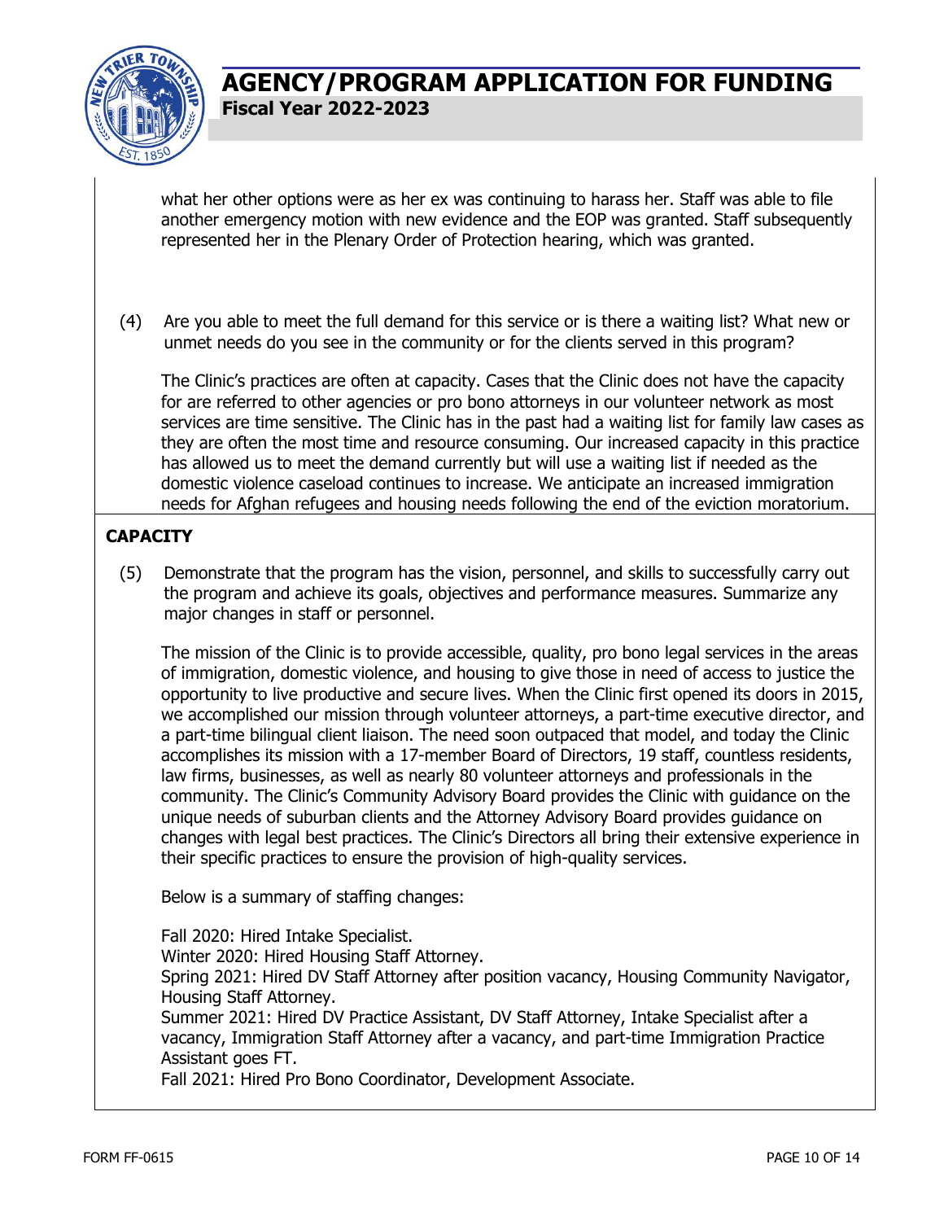what her other options were as her ex was continuing to harass her. Staff was able to file another emergency motion with new evidence and the EOP was granted. Staff subsequently represented her in the Plenary Order of Protection hearing, which was granted.

(4) Are you able to meet the full demand for this service or is there a waiting list? What new or unmet needs do you see in the community or for the clients served in this program?

The Clinic's practices are often at capacity. Cases that the Clinic does not have the capacity for are referred to other agencies or pro bono attorneys in our volunteer network as most services are time sensitive. The Clinic has in the past had a waiting list for family law cases as they are often the most time and resource consuming. Our increased capacity in this practice has allowed us to meet the demand currently but will use a waiting list if needed as the domestic violence caseload continues to increase. We anticipate an increased immigration needs for Afghan refugees and housing needs following the end of the eviction moratorium.

## CAPACITY

(5) Demonstrate that the program has the vision, personnel, and skills to successfully carry out the program and achieve its goals, objectives and performance measures. Summarize any major changes in staff or personnel.

The mission of the Clinic is to provide accessible, quality, pro bono legal services in the areas of immigration, domestic violence, and housing to give those in need of access to justice the opportunity to live productive and secure lives. When the Clinic first opened its doors in 2015, we accomplished our mission through volunteer attorneys, a part-time executive director, and a part-time bilingual client liaison. The need soon outpaced that model, and today the Clinic accomplishes its mission with a 17-member Board of Directors, 19 staff, countless residents, law firms, businesses, as well as nearly 80 volunteer attorneys and professionals in the community. The Clinic's Community Advisory Board provides the Clinic with guidance on the unique needs of suburban clients and the Attorney Advisory Board provides guidance on changes with legal best practices. The Clinic's Directors all bring their extensive experience in their specific practices to ensure the provision of high-quality services.

Below is a summary of staffing changes:

Fall 2020: Hired Intake Specialist.
Winter 2020: Hired Housing Staff Attorney.
Spring 2021: Hired DV Staff Attorney after position vacancy, Housing Community Navigator, Housing Staff Attorney.
Summer 2021: Hired DV Practice Assistant, DV Staff Attorney, Intake Specialist after a vacancy, Immigration Staff Attorney after a vacancy, and part-time Immigration Practice Assistant goes FT.
Fall 2021: Hired Pro Bono Coordinator, Development Associate.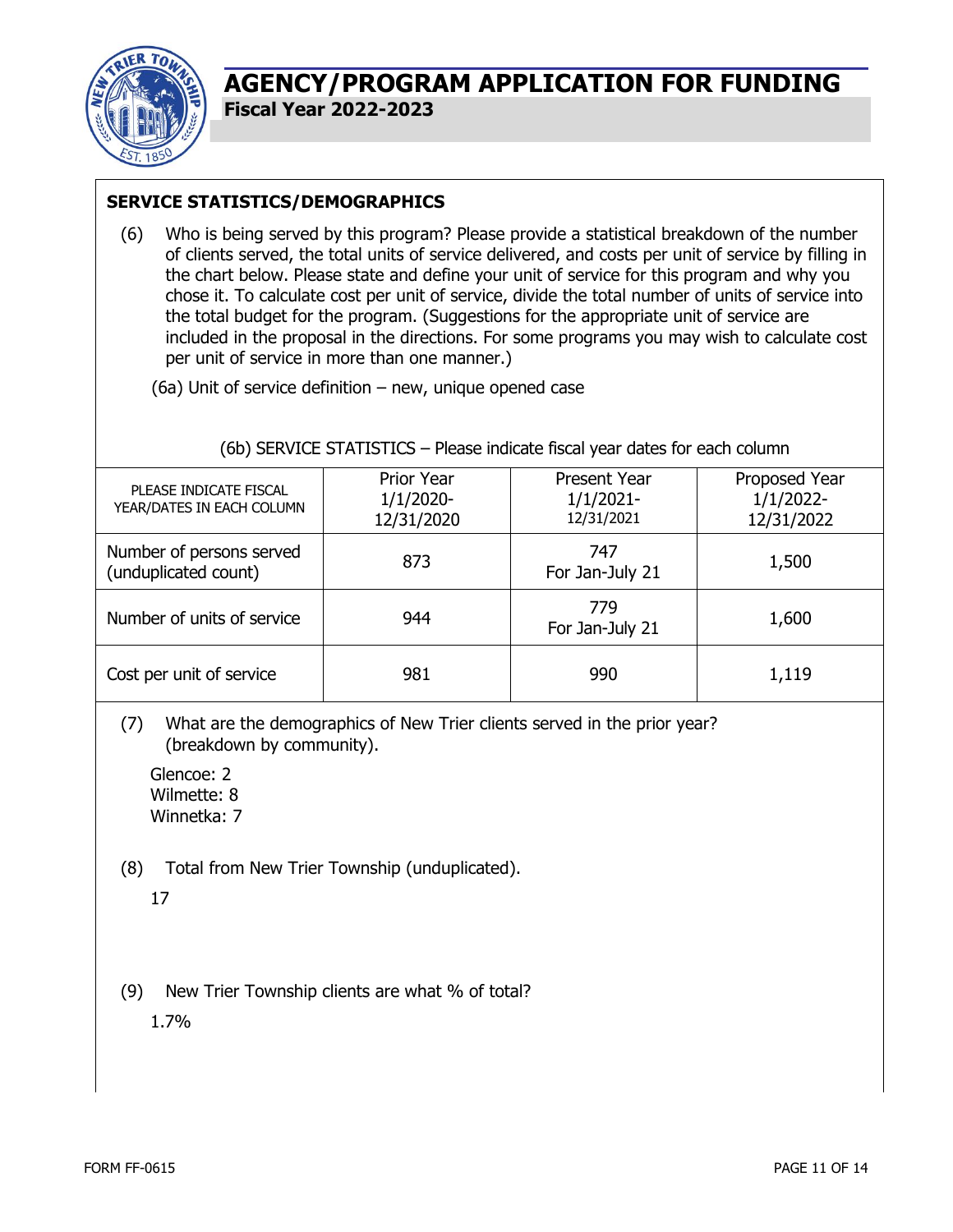# AGENCY/PROGRAM APPLICATION FOR FUNDING

**Fiscal Year 2022-2023**

## SERVICE STATISTICS/DEMOGRAPHICS

(6) Who is being served by this program? Please provide a statistical breakdown of the number of clients served, the total units of service delivered, and costs per unit of service by filling in the chart below. Please state and define your unit of service for this program and why you chose it. To calculate cost per unit of service, divide the total number of units of service into the total budget for the program. (Suggestions for the appropriate unit of service are included in the proposal in the directions. For some programs you may wish to calculate cost per unit of service in more than one manner.)

(6a) Unit of service definition – new, unique opened case

(6b) SERVICE STATISTICS – Please indicate fiscal year dates for each column

| PLEASE INDICATE FISCAL YEAR/DATES IN EACH COLUMN | Prior Year 1/1/2020-12/31/2020 | Present Year 1/1/2021-12/31/2021 | Proposed Year 1/1/2022-12/31/2022 |
|---|---|---|---|
| Number of persons served (unduplicated count) | 873 | 747 For Jan-July 21 | 1,500 |
| Number of units of service | 944 | 779 For Jan-July 21 | 1,600 |
| Cost per unit of service | 981 | 990 | 1,119 |

(7) What are the demographics of New Trier clients served in the prior year? (breakdown by community).

Glencoe: 2
Wilmette: 8
Winnetka: 7

(8) Total from New Trier Township (unduplicated).

17

(9) New Trier Township clients are what % of total?

1.7%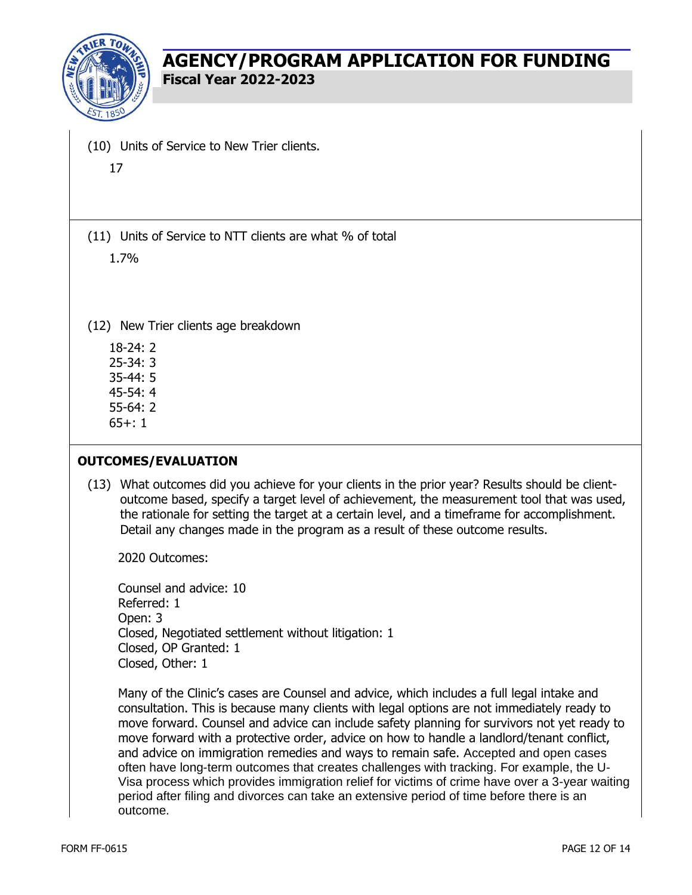(10) Units of Service to New Trier clients.

17

(11) Units of Service to NTT clients are what % of total

1.7%

(12) New Trier clients age breakdown

18-24: 2
25-34: 3
35-44: 5
45-54: 4
55-64: 2
65+: 1

## OUTCOMES/EVALUATION

(13) What outcomes did you achieve for your clients in the prior year? Results should be client-outcome based, specify a target level of achievement, the measurement tool that was used, the rationale for setting the target at a certain level, and a timeframe for accomplishment. Detail any changes made in the program as a result of these outcome results.

2020 Outcomes:

Counsel and advice: 10
Referred: 1
Open: 3
Closed, Negotiated settlement without litigation: 1
Closed, OP Granted: 1
Closed, Other: 1

Many of the Clinic's cases are Counsel and advice, which includes a full legal intake and consultation. This is because many clients with legal options are not immediately ready to move forward. Counsel and advice can include safety planning for survivors not yet ready to move forward with a protective order, advice on how to handle a landlord/tenant conflict, and advice on immigration remedies and ways to remain safe. Accepted and open cases often have long-term outcomes that creates challenges with tracking. For example, the U-Visa process which provides immigration relief for victims of crime have over a 3-year waiting period after filing and divorces can take an extensive period of time before there is an outcome.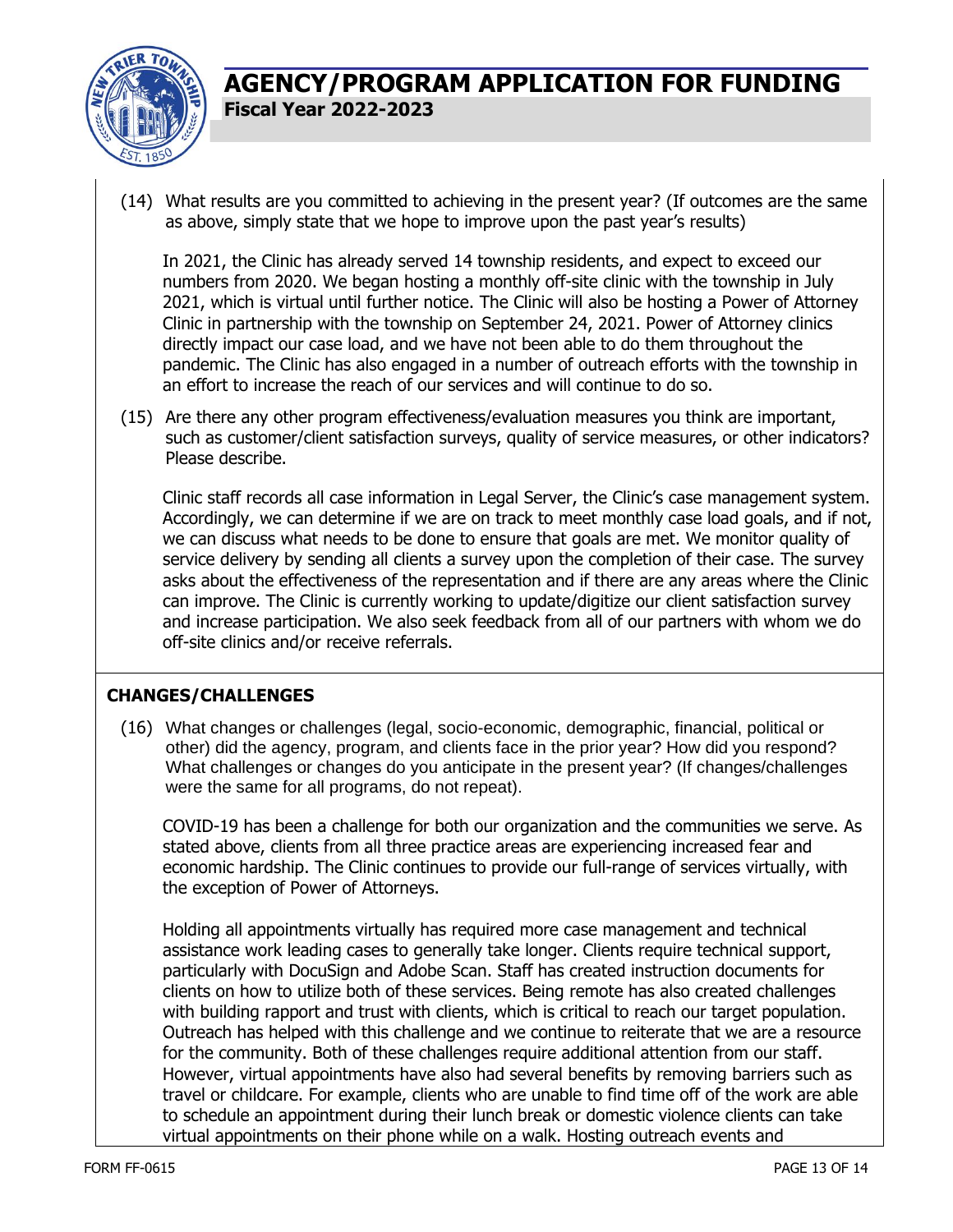(14) What results are you committed to achieving in the present year? (If outcomes are the same as above, simply state that we hope to improve upon the past year's results)

In 2021, the Clinic has already served 14 township residents, and expect to exceed our numbers from 2020. We began hosting a monthly off-site clinic with the township in July 2021, which is virtual until further notice. The Clinic will also be hosting a Power of Attorney Clinic in partnership with the township on September 24, 2021. Power of Attorney clinics directly impact our case load, and we have not been able to do them throughout the pandemic. The Clinic has also engaged in a number of outreach efforts with the township in an effort to increase the reach of our services and will continue to do so.

(15) Are there any other program effectiveness/evaluation measures you think are important, such as customer/client satisfaction surveys, quality of service measures, or other indicators? Please describe.

Clinic staff records all case information in Legal Server, the Clinic's case management system. Accordingly, we can determine if we are on track to meet monthly case load goals, and if not, we can discuss what needs to be done to ensure that goals are met. We monitor quality of service delivery by sending all clients a survey upon the completion of their case. The survey asks about the effectiveness of the representation and if there are any areas where the Clinic can improve. The Clinic is currently working to update/digitize our client satisfaction survey and increase participation. We also seek feedback from all of our partners with whom we do off-site clinics and/or receive referrals.

## CHANGES/CHALLENGES

(16) What changes or challenges (legal, socio-economic, demographic, financial, political or other) did the agency, program, and clients face in the prior year? How did you respond? What challenges or changes do you anticipate in the present year? (If changes/challenges were the same for all programs, do not repeat).

COVID-19 has been a challenge for both our organization and the communities we serve. As stated above, clients from all three practice areas are experiencing increased fear and economic hardship. The Clinic continues to provide our full-range of services virtually, with the exception of Power of Attorneys.

Holding all appointments virtually has required more case management and technical assistance work leading cases to generally take longer. Clients require technical support, particularly with DocuSign and Adobe Scan. Staff has created instruction documents for clients on how to utilize both of these services. Being remote has also created challenges with building rapport and trust with clients, which is critical to reach our target population. Outreach has helped with this challenge and we continue to reiterate that we are a resource for the community. Both of these challenges require additional attention from our staff. However, virtual appointments have also had several benefits by removing barriers such as travel or childcare. For example, clients who are unable to find time off of the work are able to schedule an appointment during their lunch break or domestic violence clients can take virtual appointments on their phone while on a walk. Hosting outreach events and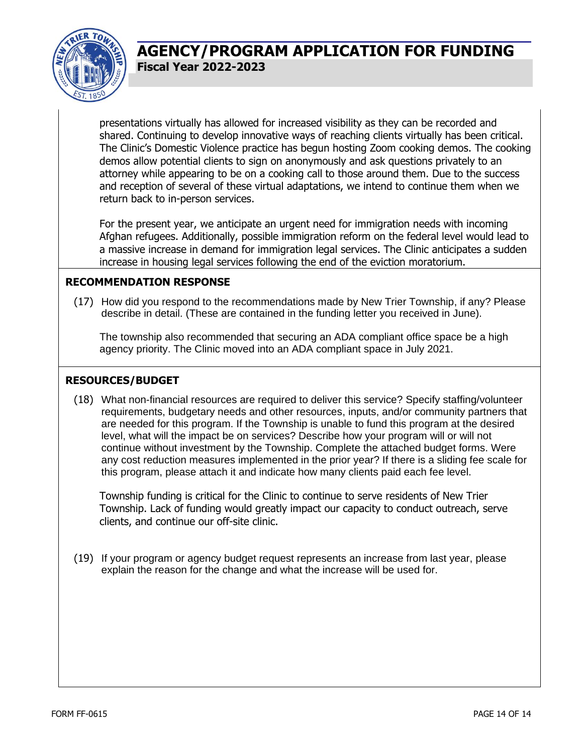presentations virtually has allowed for increased visibility as they can be recorded and shared. Continuing to develop innovative ways of reaching clients virtually has been critical. The Clinic's Domestic Violence practice has begun hosting Zoom cooking demos. The cooking demos allow potential clients to sign on anonymously and ask questions privately to an attorney while appearing to be on a cooking call to those around them. Due to the success and reception of several of these virtual adaptations, we intend to continue them when we return back to in-person services.

For the present year, we anticipate an urgent need for immigration needs with incoming Afghan refugees. Additionally, possible immigration reform on the federal level would lead to a massive increase in demand for immigration legal services. The Clinic anticipates a sudden increase in housing legal services following the end of the eviction moratorium.

## RECOMMENDATION RESPONSE

(17) How did you respond to the recommendations made by New Trier Township, if any? Please describe in detail. (These are contained in the funding letter you received in June).

The township also recommended that securing an ADA compliant office space be a high agency priority. The Clinic moved into an ADA compliant space in July 2021.

## RESOURCES/BUDGET

(18) What non-financial resources are required to deliver this service? Specify staffing/volunteer requirements, budgetary needs and other resources, inputs, and/or community partners that are needed for this program. If the Township is unable to fund this program at the desired level, what will the impact be on services? Describe how your program will or will not continue without investment by the Township. Complete the attached budget forms. Were any cost reduction measures implemented in the prior year? If there is a sliding fee scale for this program, please attach it and indicate how many clients paid each fee level.

Township funding is critical for the Clinic to continue to serve residents of New Trier Township. Lack of funding would greatly impact our capacity to conduct outreach, serve clients, and continue our off-site clinic.

(19) If your program or agency budget request represents an increase from last year, please explain the reason for the change and what the increase will be used for.